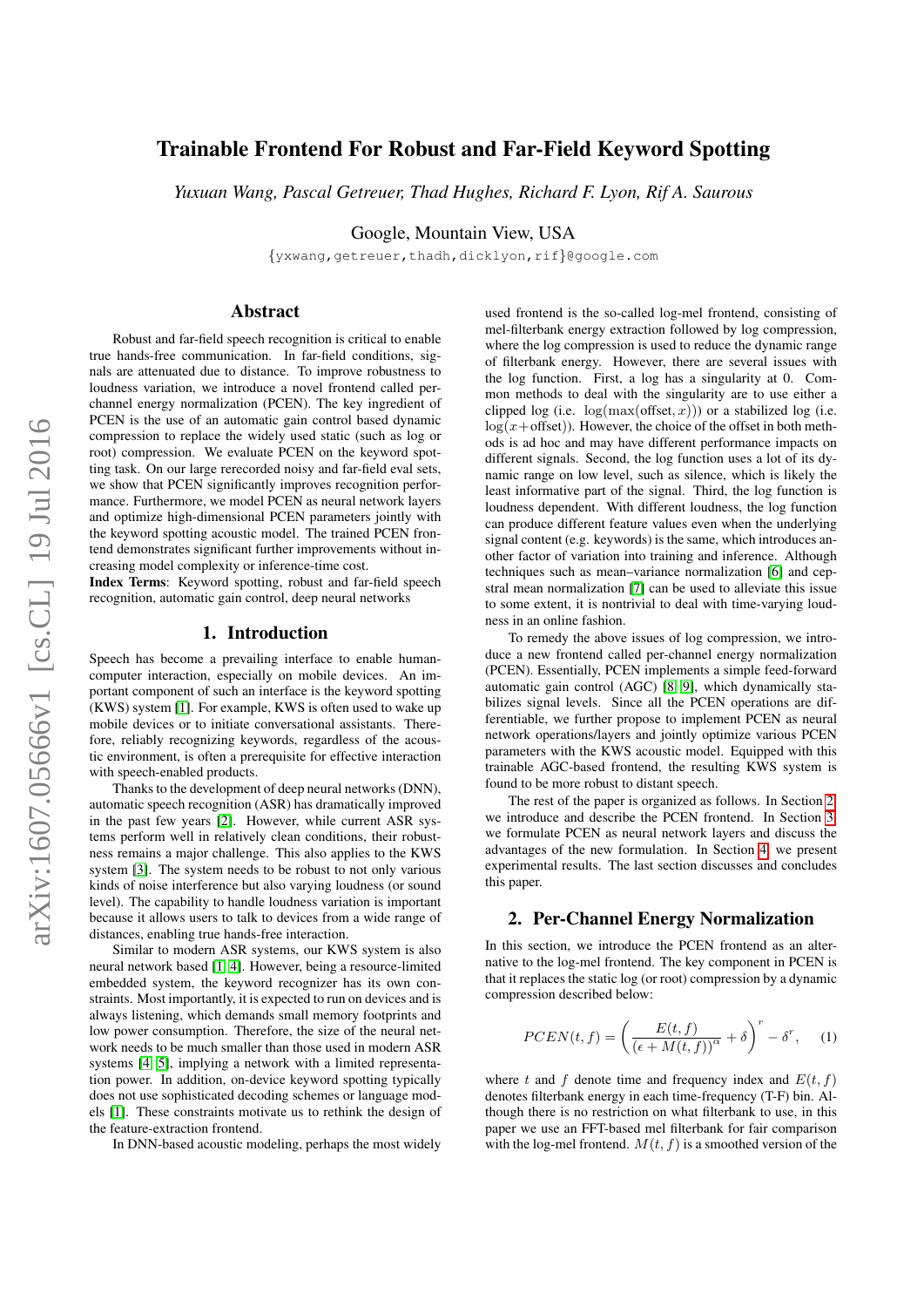# Trainable Frontend For Robust and Far-Field Keyword Spotting

*Yuxuan Wang, Pascal Getreuer, Thad Hughes, Richard F. Lyon, Rif A. Saurous*

Google, Mountain View, USA

{yxwang,getreuer,thadh,dicklyon,rif}@google.com

## Abstract

Robust and far-field speech recognition is critical to enable true hands-free communication. In far-field conditions, signals are attenuated due to distance. To improve robustness to loudness variation, we introduce a novel frontend called per-channel energy normalization (PCEN). The key ingredient of PCEN is the use of an automatic gain control based dynamic compression to replace the widely used static (such as log or root) compression. We evaluate PCEN on the keyword spotting task. On our large rerecorded noisy and far-field eval sets, we show that PCEN significantly improves recognition performance. Furthermore, we model PCEN as neural network layers and optimize high-dimensional PCEN parameters jointly with the keyword spotting acoustic model. The trained PCEN frontend demonstrates significant further improvements without increasing model complexity or inference-time cost.

**Index Terms**: Keyword spotting, robust and far-field speech recognition, automatic gain control, deep neural networks

## 1. Introduction

Speech has become a prevailing interface to enable human-computer interaction, especially on mobile devices. An important component of such an interface is the keyword spotting (KWS) system [1]. For example, KWS is often used to wake up mobile devices or to initiate conversational assistants. Therefore, reliably recognizing keywords, regardless of the acoustic environment, is often a prerequisite for effective interaction with speech-enabled products.

Thanks to the development of deep neural networks (DNN), automatic speech recognition (ASR) has dramatically improved in the past few years [2]. However, while current ASR systems perform well in relatively clean conditions, their robustness remains a major challenge. This also applies to the KWS system [3]. The system needs to be robust to not only various kinds of noise interference but also varying loudness (or sound level). The capability to handle loudness variation is important because it allows users to talk to devices from a wide range of distances, enabling true hands-free interaction.

Similar to modern ASR systems, our KWS system is also neural network based [1, 4]. However, being a resource-limited embedded system, the keyword recognizer has its own constraints. Most importantly, it is expected to run on devices and is always listening, which demands small memory footprints and low power consumption. Therefore, the size of the neural network needs to be much smaller than those used in modern ASR systems [4, 5], implying a network with a limited representation power. In addition, on-device keyword spotting typically does not use sophisticated decoding schemes or language models [1]. These constraints motivate us to rethink the design of the feature-extraction frontend.

In DNN-based acoustic modeling, perhaps the most widely used frontend is the so-called log-mel frontend, consisting of mel-filterbank energy extraction followed by log compression, where the log compression is used to reduce the dynamic range of filterbank energy. However, there are several issues with the log function. First, a log has a singularity at 0. Common methods to deal with the singularity are to use either a clipped log (i.e. $\log(\max(\text{offset}, x))$) or a stabilized log (i.e. $\log(x + \text{offset})$). However, the choice of the offset in both methods is ad hoc and may have different performance impacts on different signals. Second, the log function uses a lot of its dynamic range on low level, such as silence, which is likely the least informative part of the signal. Third, the log function is loudness dependent. With different loudness, the log function can produce different feature values even when the underlying signal content (e.g. keywords) is the same, which introduces another factor of variation into training and inference. Although techniques such as mean–variance normalization [6] and cepstral mean normalization [7] can be used to alleviate this issue to some extent, it is nontrivial to deal with time-varying loudness in an online fashion.

To remedy the above issues of log compression, we introduce a new frontend called per-channel energy normalization (PCEN). Essentially, PCEN implements a simple feed-forward automatic gain control (AGC) [8, 9], which dynamically stabilizes signal levels. Since all the PCEN operations are differentiable, we further propose to implement PCEN as neural network operations/layers and jointly optimize various PCEN parameters with the KWS acoustic model. Equipped with this trainable AGC-based frontend, the resulting KWS system is found to be more robust to distant speech.

The rest of the paper is organized as follows. In Section 2, we introduce and describe the PCEN frontend. In Section 3, we formulate PCEN as neural network layers and discuss the advantages of the new formulation. In Section 4, we present experimental results. The last section discusses and concludes this paper.

## 2. Per-Channel Energy Normalization

In this section, we introduce the PCEN frontend as an alternative to the log-mel frontend. The key component in PCEN is that it replaces the static log (or root) compression by a dynamic compression described below:

$$PCEN(t, f) = \left( \frac{E(t, f)}{(\epsilon + M(t, f))^{\alpha}} + \delta \right)^{r} - \delta^{r}, \quad (1)$$

where $t$ and $f$ denote time and frequency index and $E(t, f)$ denotes filterbank energy in each time-frequency (T-F) bin. Although there is no restriction on what filterbank to use, in this paper we use an FFT-based mel filterbank for fair comparison with the log-mel frontend. $M(t, f)$ is a smoothed version of the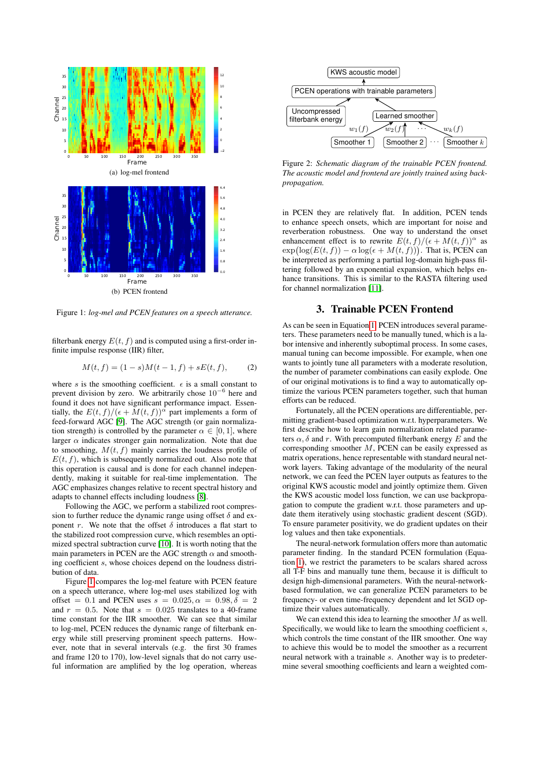(a) log-mel frontend

(b) PCEN frontend

Figure 1: *log-mel and PCEN features on a speech utterance.*

filterbank energy $E(t, f)$ and is computed using a first-order infinite impulse response (IIR) filter,

$$M(t, f) = (1 - s)M(t - 1, f) + sE(t, f), \tag{2}$$

where $s$ is the smoothing coefficient. $\epsilon$ is a small constant to prevent division by zero. We arbitrarily chose $10^{-6}$ here and found it does not have significant performance impact. Essentially, the $E(t, f)/(\epsilon + M(t, f))^\alpha$ part implements a form of feed-forward AGC [9]. The AGC strength (or gain normalization strength) is controlled by the parameter $\alpha \in [0, 1]$, where larger $\alpha$ indicates stronger gain normalization. Note that due to smoothing, $M(t, f)$ mainly carries the loudness profile of $E(t, f)$, which is subsequently normalized out. Also note that this operation is causal and is done for each channel independently, making it suitable for real-time implementation. The AGC emphasizes changes relative to recent spectral history and adapts to channel effects including loudness [8].

Following the AGC, we perform a stabilized root compression to further reduce the dynamic range using offset $\delta$ and exponent $r$. We note that the offset $\delta$ introduces a flat start to the stabilized root compression curve, which resembles an optimized spectral subtraction curve [10]. It is worth noting that the main parameters in PCEN are the AGC strength $\alpha$ and smoothing coefficient $s$, whose choices depend on the loudness distribution of data.

Figure 1 compares the log-mel feature with PCEN feature on a speech utterance, where log-mel uses stabilized log with offset $= 0.1$ and PCEN uses $s = 0.025, \alpha = 0.98, \delta = 2$ and $r = 0.5$. Note that $s = 0.025$ translates to a 40-frame time constant for the IIR smoother. We can see that similar to log-mel, PCEN reduces the dynamic range of filterbank energy while still preserving prominent speech patterns. However, note that in several intervals (e.g. the first 30 frames and frame 120 to 170), low-level signals that do not carry useful information are amplified by the log operation, whereas in PCEN they are relatively flat. In addition, PCEN tends to enhance speech onsets, which are important for noise and reverberation robustness. One way to understand the onset enhancement effect is to rewrite $E(t, f)/(\epsilon + M(t, f))^\alpha$ as $\exp\big(\log(E(t, f)) - \alpha \log(\epsilon + M(t, f))\big)$. That is, PCEN can be interpreted as performing a partial log-domain high-pass filtering followed by an exponential expansion, which helps enhance transitions. This is similar to the RASTA filtering used for channel normalization [11].

Figure 2: *Schematic diagram of the trainable PCEN frontend. The acoustic model and frontend are jointly trained using backpropagation.*

## 3. Trainable PCEN Frontend

As can be seen in Equation 1, PCEN introduces several parameters. These parameters need to be manually tuned, which is a labor intensive and inherently suboptimal process. In some cases, manual tuning can become impossible. For example, when one wants to jointly tune all parameters with a moderate resolution, the number of parameter combinations can easily explode. One of our original motivations is to find a way to automatically optimize the various PCEN parameters together, such that human efforts can be reduced.

Fortunately, all the PCEN operations are differentiable, permitting gradient-based optimization w.r.t. hyperparameters. We first describe how to learn gain normalization related parameters $\alpha$, $\delta$ and $r$. With precomputed filterbank energy $E$ and the corresponding smoother $M$, PCEN can be easily expressed as matrix operations, hence representable with standard neural network layers. Taking advantage of the modularity of the neural network, we can feed the PCEN layer outputs as features to the original KWS acoustic model and jointly optimize them. Given the KWS acoustic model loss function, we can use backpropagation to compute the gradient w.r.t. those parameters and update them iteratively using stochastic gradient descent (SGD). To ensure parameter positivity, we do gradient updates on their log values and then take exponentials.

The neural-network formulation offers more than automatic parameter finding. In the standard PCEN formulation (Equation 1), we restrict the parameters to be scalars shared across all T-F bins and manually tune them, because it is difficult to design high-dimensional parameters. With the neural-network-based formulation, we can generalize PCEN parameters to be frequency- or even time-frequency dependent and let SGD optimize their values automatically.

We can extend this idea to learning the smoother $M$ as well. Specifically, we would like to learn the smoothing coefficient $s$, which controls the time constant of the IIR smoother. One way to achieve this would be to model the smoother as a recurrent neural network with a trainable $s$. Another way is to predetermine several smoothing coefficients and learn a weighted com-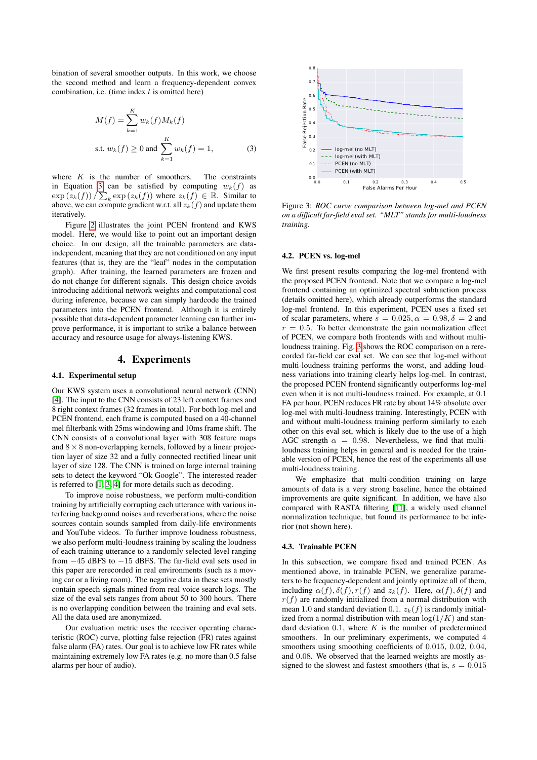bination of several smoother outputs. In this work, we choose the second method and learn a frequency-dependent convex combination, i.e. (time index $t$ is omitted here)

$$M(f) = \sum_{k=1}^{K} w_k(f) M_k(f)$$
$$\text{s.t. } w_k(f) \geq 0 \text{ and } \sum_{k=1}^{K} w_k(f) = 1, \tag{3}$$

where $K$ is the number of smoothers. The constraints in Equation 3 can be satisfied by computing $w_k(f)$ as $\exp(z_k(f)) / \sum_k \exp(z_k(f))$ where $z_k(f) \in \mathbb{R}$. Similar to above, we can compute gradient w.r.t. all $z_k(f)$ and update them iteratively.

Figure 2 illustrates the joint PCEN frontend and KWS model. Here, we would like to point out an important design choice. In our design, all the trainable parameters are data-independent, meaning that they are not conditioned on any input features (that is, they are the "leaf" nodes in the computation graph). After training, the learned parameters are frozen and do not change for different signals. This design choice avoids introducing additional network weights and computational cost during inference, because we can simply hardcode the trained parameters into the PCEN frontend. Although it is entirely possible that data-dependent parameter learning can further improve performance, it is important to strike a balance between accuracy and resource usage for always-listening KWS.

# 4. Experiments

## 4.1. Experimental setup

Our KWS system uses a convolutional neural network (CNN) [4]. The input to the CNN consists of 23 left context frames and 8 right context frames (32 frames in total). For both log-mel and PCEN frontend, each frame is computed based on a 40-channel mel filterbank with 25ms windowing and 10ms frame shift. The CNN consists of a convolutional layer with 308 feature maps and $8 \times 8$ non-overlapping kernels, followed by a linear projection layer of size 32 and a fully connected rectified linear unit layer of size 128. The CNN is trained on large internal training sets to detect the keyword "Ok Google". The interested reader is referred to [1, 3, 4] for more details such as decoding.

To improve noise robustness, we perform multi-condition training by artificially corrupting each utterance with various interfering background noises and reverberations, where the noise sources contain sounds sampled from daily-life environments and YouTube videos. To further improve loudness robustness, we also perform multi-loudness training by scaling the loudness of each training utterance to a randomly selected level ranging from $-45$ dBFS to $-15$ dBFS. The far-field eval sets used in this paper are rerecorded in real environments (such as a moving car or a living room). The negative data in these sets mostly contain speech signals mined from real voice search logs. The size of the eval sets ranges from about 50 to 300 hours. There is no overlapping condition between the training and eval sets. All the data used are anonymized.

Our evaluation metric uses the receiver operating characteristic (ROC) curve, plotting false rejection (FR) rates against false alarm (FA) rates. Our goal is to achieve low FR rates while maintaining extremely low FA rates (e.g. no more than 0.5 false alarms per hour of audio).

Figure 3: *ROC curve comparison between log-mel and PCEN on a difficult far-field eval set. "MLT" stands for multi-loudness training.*

## 4.2. PCEN vs. log-mel

We first present results comparing the log-mel frontend with the proposed PCEN frontend. Note that we compare a log-mel frontend containing an optimized spectral subtraction process (details omitted here), which already outperforms the standard log-mel frontend. In this experiment, PCEN uses a fixed set of scalar parameters, where $s = 0.025, \alpha = 0.98, \delta = 2$ and $r = 0.5$. To better demonstrate the gain normalization effect of PCEN, we compare both frontends with and without multi-loudness training. Fig. 3 shows the ROC comparison on a rerecorded far-field eval set. We can see that log-mel without multi-loudness training performs the worst, and adding loudness variations into training clearly helps log-mel. In contrast, the proposed PCEN frontend significantly outperforms log-mel even when it is not multi-loudness trained. For example, at 0.1 FA per hour, PCEN reduces FR rate by about 14% absolute over log-mel with multi-loudness training. Interestingly, PCEN with and without multi-loudness training perform similarly to each other on this eval set, which is likely due to the use of a high AGC strength $\alpha = 0.98$. Nevertheless, we find that multi-loudness training helps in general and is needed for the trainable version of PCEN, hence the rest of the experiments all use multi-loudness training.

We emphasize that multi-condition training on large amounts of data is a very strong baseline, hence the obtained improvements are quite significant. In addition, we have also compared with RASTA filtering [11], a widely used channel normalization technique, but found its performance to be inferior (not shown here).

## 4.3. Trainable PCEN

In this subsection, we compare fixed and trained PCEN. As mentioned above, in trainable PCEN, we generalize parameters to be frequency-dependent and jointly optimize all of them, including $\alpha(f), \delta(f), r(f)$ and $z_k(f)$. Here, $\alpha(f), \delta(f)$ and $r(f)$ are randomly initialized from a normal distribution with mean 1.0 and standard deviation 0.1. $z_k(f)$ is randomly initialized from a normal distribution with mean $\log(1/K)$ and standard deviation 0.1, where $K$ is the number of predetermined smoothers. In our preliminary experiments, we computed 4 smoothers using smoothing coefficients of 0.015, 0.02, 0.04, and 0.08. We observed that the learned weights are mostly assigned to the slowest and fastest smoothers (that is, $s = 0.015$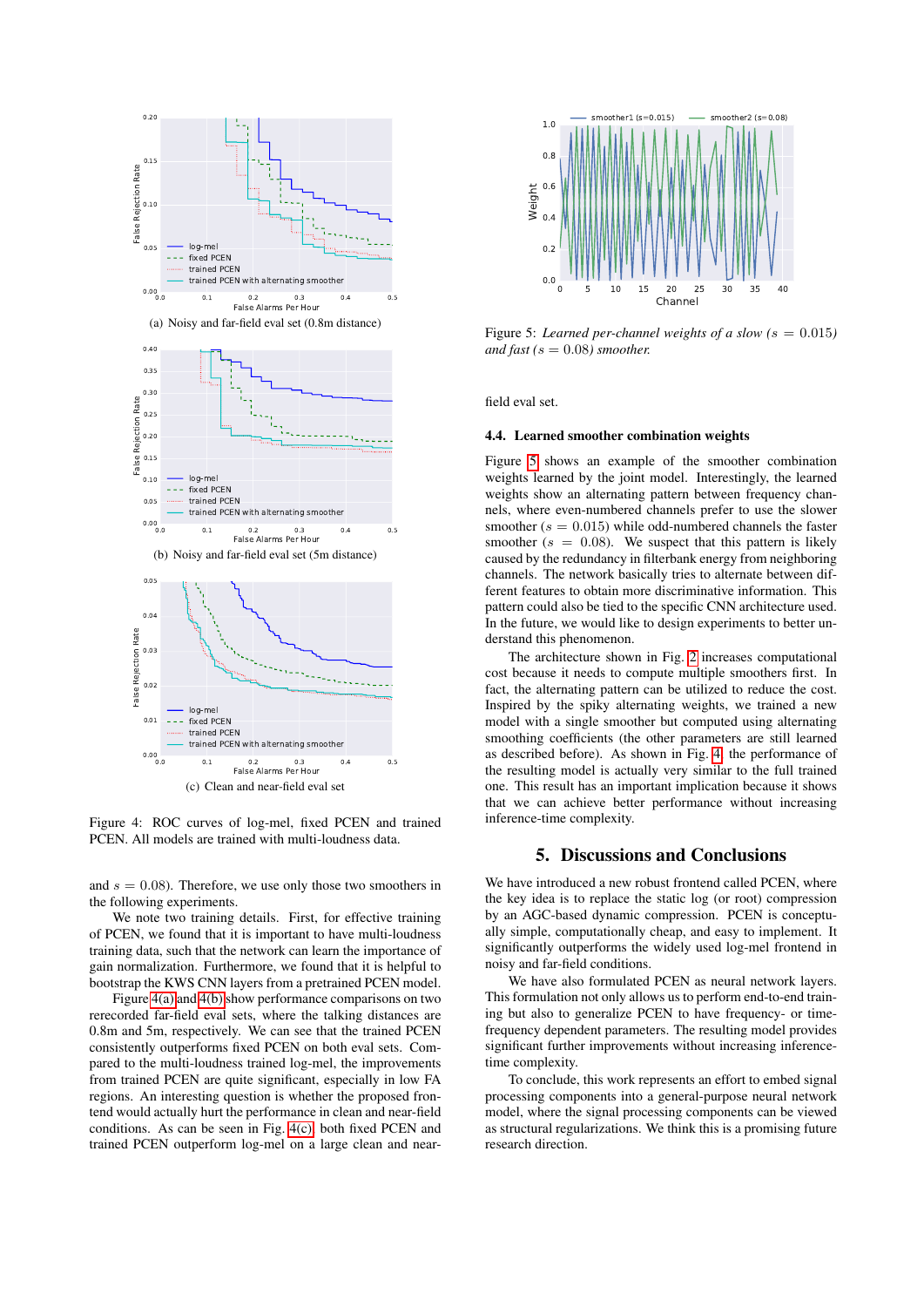(a) Noisy and far-field eval set (0.8m distance)

(b) Noisy and far-field eval set (5m distance)

(c) Clean and near-field eval set

Figure 4: ROC curves of log-mel, fixed PCEN and trained PCEN. All models are trained with multi-loudness data.

and $s = 0.08$). Therefore, we use only those two smoothers in the following experiments.

We note two training details. First, for effective training of PCEN, we found that it is important to have multi-loudness training data, such that the network can learn the importance of gain normalization. Furthermore, we found that it is helpful to bootstrap the KWS CNN layers from a pretrained PCEN model.

Figure 4(a) and 4(b) show performance comparisons on two rerecorded far-field eval sets, where the talking distances are 0.8m and 5m, respectively. We can see that the trained PCEN consistently outperforms fixed PCEN on both eval sets. Compared to the multi-loudness trained log-mel, the improvements from trained PCEN are quite significant, especially in low FA regions. An interesting question is whether the proposed frontend would actually hurt the performance in clean and near-field conditions. As can be seen in Fig. 4(c), both fixed PCEN and trained PCEN outperform log-mel on a large clean and near-field eval set.

Figure 5: *Learned per-channel weights of a slow ($s = 0.015$) and fast ($s = 0.08$) smoother.*

### 4.4. Learned smoother combination weights

Figure 5 shows an example of the smoother combination weights learned by the joint model. Interestingly, the learned weights show an alternating pattern between frequency channels, where even-numbered channels prefer to use the slower smoother ($s = 0.015$) while odd-numbered channels the faster smoother ($s = 0.08$). We suspect that this pattern is likely caused by the redundancy in filterbank energy from neighboring channels. The network basically tries to alternate between different features to obtain more discriminative information. This pattern could also be tied to the specific CNN architecture used. In the future, we would like to design experiments to better understand this phenomenon.

The architecture shown in Fig. 2 increases computational cost because it needs to compute multiple smoothers first. In fact, the alternating pattern can be utilized to reduce the cost. Inspired by the spiky alternating weights, we trained a new model with a single smoother but computed using alternating smoothing coefficients (the other parameters are still learned as described before). As shown in Fig. 4, the performance of the resulting model is actually very similar to the full trained one. This result has an important implication because it shows that we can achieve better performance without increasing inference-time complexity.

## 5. Discussions and Conclusions

We have introduced a new robust frontend called PCEN, where the key idea is to replace the static log (or root) compression by an AGC-based dynamic compression. PCEN is conceptually simple, computationally cheap, and easy to implement. It significantly outperforms the widely used log-mel frontend in noisy and far-field conditions.

We have also formulated PCEN as neural network layers. This formulation not only allows us to perform end-to-end training but also to generalize PCEN to have frequency- or time-frequency dependent parameters. The resulting model provides significant further improvements without increasing inference-time complexity.

To conclude, this work represents an effort to embed signal processing components into a general-purpose neural network model, where the signal processing components can be viewed as structural regularizations. We think this is a promising future research direction.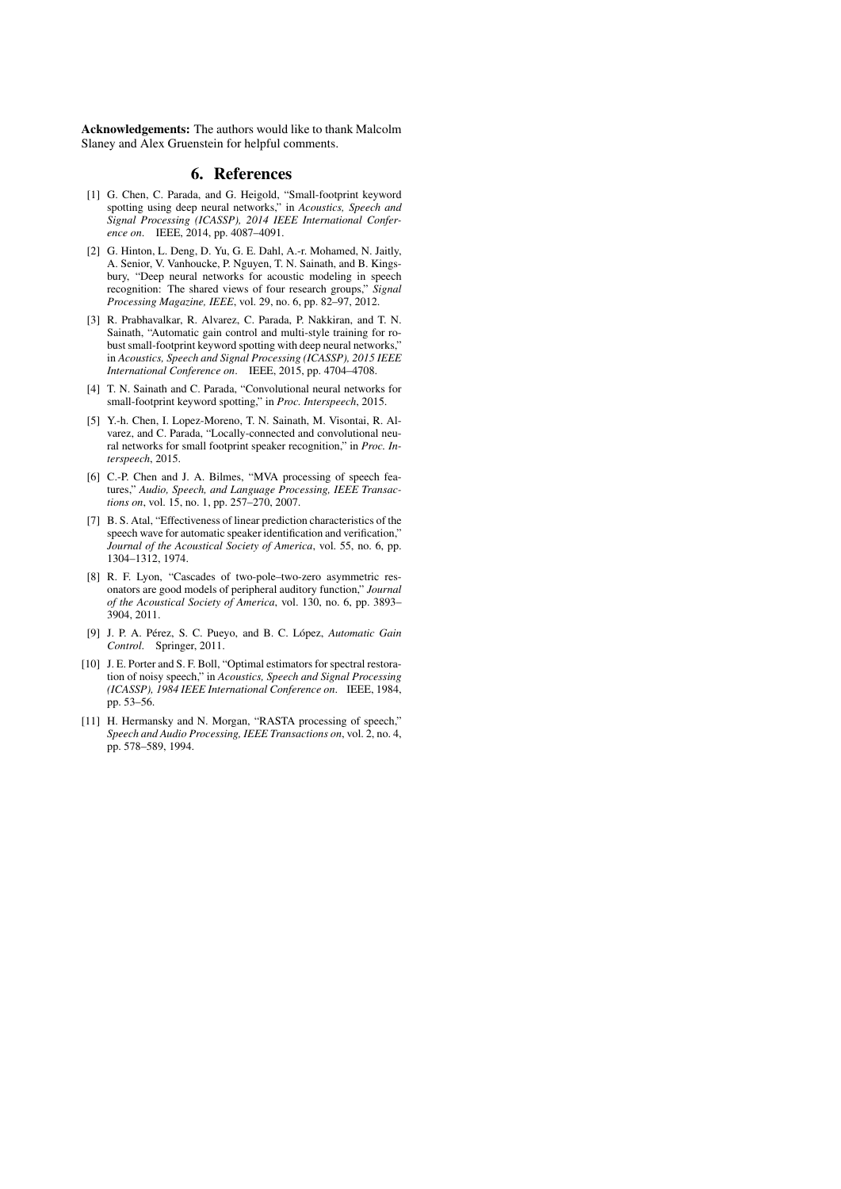**Acknowledgements:** The authors would like to thank Malcolm Slaney and Alex Gruenstein for helpful comments.

## 6. References

[1] G. Chen, C. Parada, and G. Heigold, "Small-footprint keyword spotting using deep neural networks," in *Acoustics, Speech and Signal Processing (ICASSP), 2014 IEEE International Conference on*. IEEE, 2014, pp. 4087–4091.

[2] G. Hinton, L. Deng, D. Yu, G. E. Dahl, A.-r. Mohamed, N. Jaitly, A. Senior, V. Vanhoucke, P. Nguyen, T. N. Sainath, and B. Kingsbury, "Deep neural networks for acoustic modeling in speech recognition: The shared views of four research groups," *Signal Processing Magazine, IEEE*, vol. 29, no. 6, pp. 82–97, 2012.

[3] R. Prabhavalkar, R. Alvarez, C. Parada, P. Nakkiran, and T. N. Sainath, "Automatic gain control and multi-style training for robust small-footprint keyword spotting with deep neural networks," in *Acoustics, Speech and Signal Processing (ICASSP), 2015 IEEE International Conference on*. IEEE, 2015, pp. 4704–4708.

[4] T. N. Sainath and C. Parada, "Convolutional neural networks for small-footprint keyword spotting," in *Proc. Interspeech*, 2015.

[5] Y.-h. Chen, I. Lopez-Moreno, T. N. Sainath, M. Visontai, R. Alvarez, and C. Parada, "Locally-connected and convolutional neural networks for small footprint speaker recognition," in *Proc. Interspeech*, 2015.

[6] C.-P. Chen and J. A. Bilmes, "MVA processing of speech features," *Audio, Speech, and Language Processing, IEEE Transactions on*, vol. 15, no. 1, pp. 257–270, 2007.

[7] B. S. Atal, "Effectiveness of linear prediction characteristics of the speech wave for automatic speaker identification and verification," *Journal of the Acoustical Society of America*, vol. 55, no. 6, pp. 1304–1312, 1974.

[8] R. F. Lyon, "Cascades of two-pole–two-zero asymmetric resonators are good models of peripheral auditory function," *Journal of the Acoustical Society of America*, vol. 130, no. 6, pp. 3893–3904, 2011.

[9] J. P. A. Pérez, S. C. Pueyo, and B. C. López, *Automatic Gain Control*. Springer, 2011.

[10] J. E. Porter and S. F. Boll, "Optimal estimators for spectral restoration of noisy speech," in *Acoustics, Speech and Signal Processing (ICASSP), 1984 IEEE International Conference on*. IEEE, 1984, pp. 53–56.

[11] H. Hermansky and N. Morgan, "RASTA processing of speech," *Speech and Audio Processing, IEEE Transactions on*, vol. 2, no. 4, pp. 578–589, 1994.